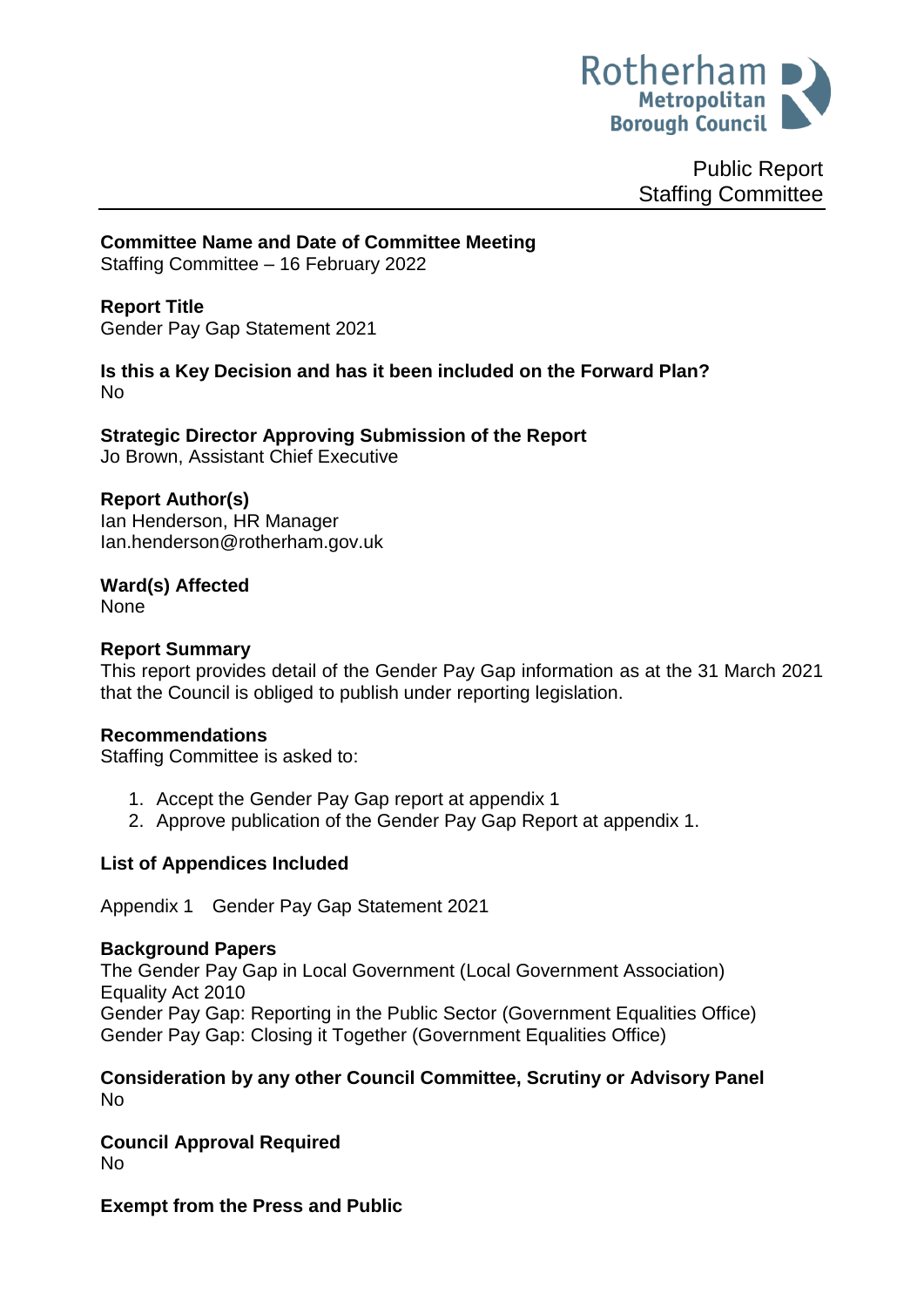Rotherham Metropolitan Borough Council

Public Report
Staffing Committee

**Committee Name and Date of Committee Meeting**
Staffing Committee – 16 February 2022

**Report Title**
Gender Pay Gap Statement 2021

**Is this a Key Decision and has it been included on the Forward Plan?**
No

**Strategic Director Approving Submission of the Report**
Jo Brown, Assistant Chief Executive

**Report Author(s)**
Ian Henderson, HR Manager
Ian.henderson@rotherham.gov.uk

**Ward(s) Affected**
None

**Report Summary**
This report provides detail of the Gender Pay Gap information as at the 31 March 2021 that the Council is obliged to publish under reporting legislation.

**Recommendations**
Staffing Committee is asked to:

1. Accept the Gender Pay Gap report at appendix 1
2. Approve publication of the Gender Pay Gap Report at appendix 1.

**List of Appendices Included**

Appendix 1 Gender Pay Gap Statement 2021

**Background Papers**
The Gender Pay Gap in Local Government (Local Government Association)
Equality Act 2010
Gender Pay Gap: Reporting in the Public Sector (Government Equalities Office)
Gender Pay Gap: Closing it Together (Government Equalities Office)

**Consideration by any other Council Committee, Scrutiny or Advisory Panel**
No

**Council Approval Required**
No

**Exempt from the Press and Public**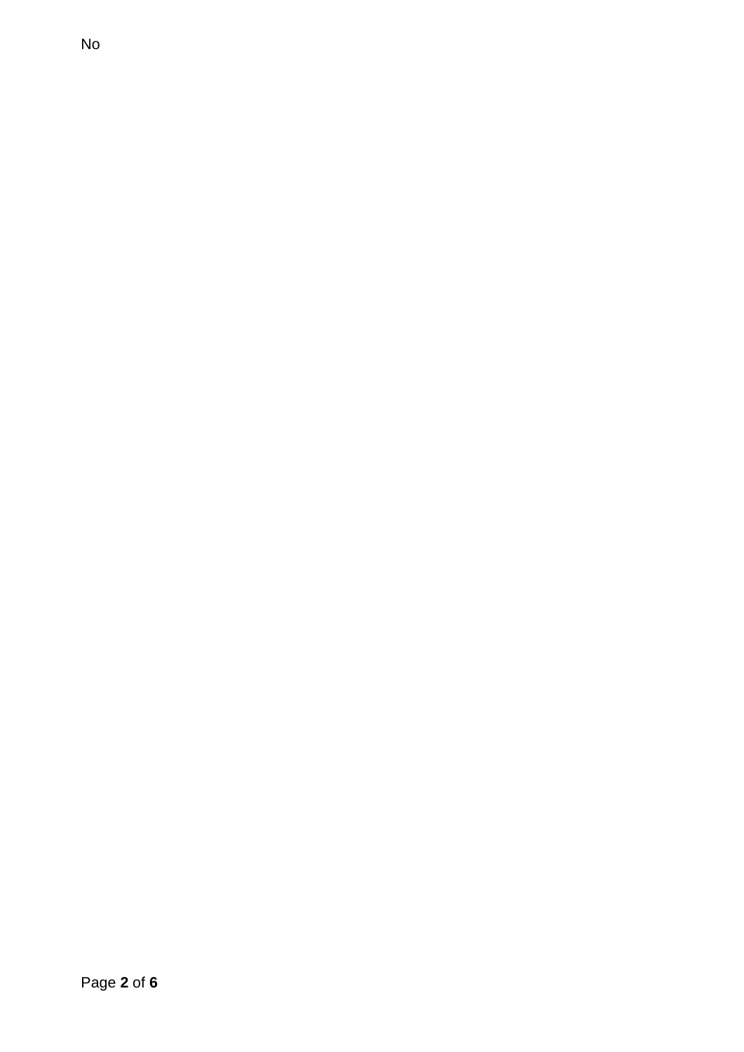No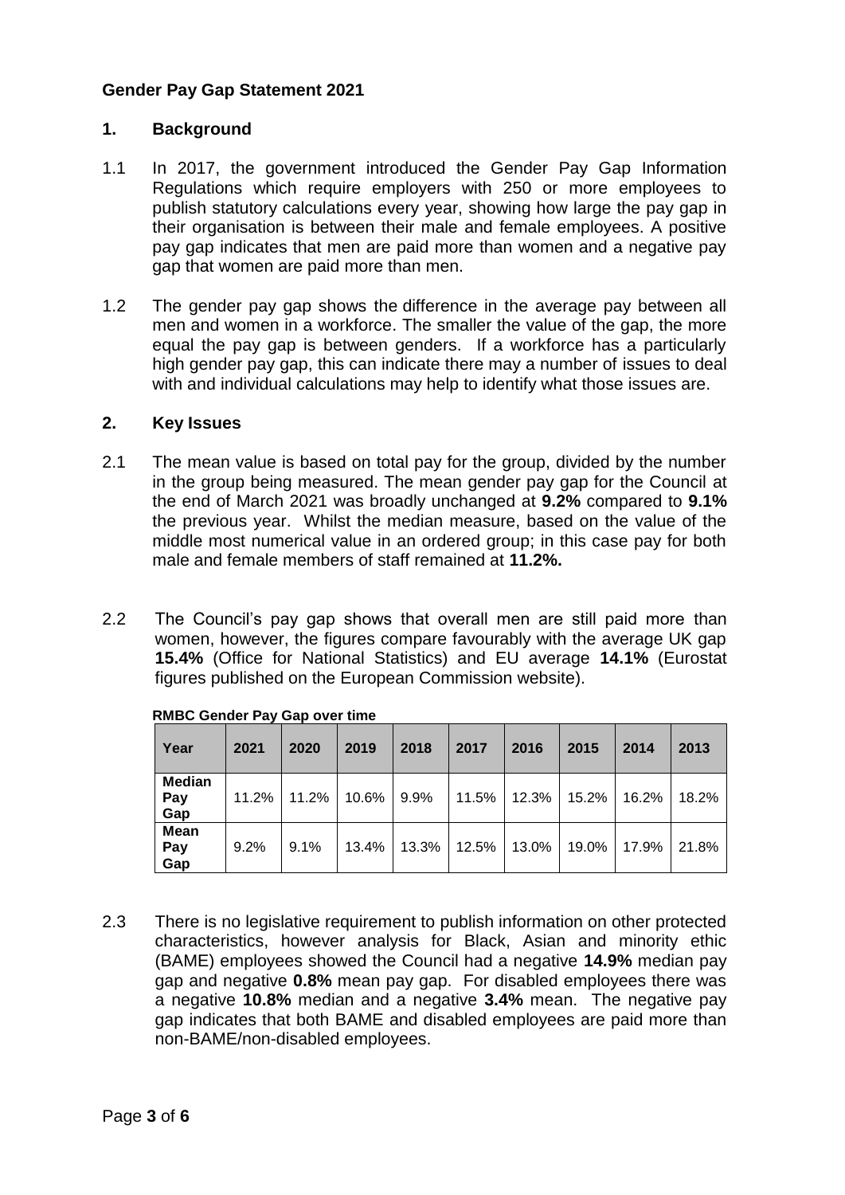## Gender Pay Gap Statement 2021

### 1. Background

1.1 In 2017, the government introduced the Gender Pay Gap Information Regulations which require employers with 250 or more employees to publish statutory calculations every year, showing how large the pay gap in their organisation is between their male and female employees. A positive pay gap indicates that men are paid more than women and a negative pay gap that women are paid more than men.

1.2 The gender pay gap shows the difference in the average pay between all men and women in a workforce. The smaller the value of the gap, the more equal the pay gap is between genders. If a workforce has a particularly high gender pay gap, this can indicate there may a number of issues to deal with and individual calculations may help to identify what those issues are.

### 2. Key Issues

2.1 The mean value is based on total pay for the group, divided by the number in the group being measured. The mean gender pay gap for the Council at the end of March 2021 was broadly unchanged at **9.2%** compared to **9.1%** the previous year. Whilst the median measure, based on the value of the middle most numerical value in an ordered group; in this case pay for both male and female members of staff remained at **11.2%.**

2.2 The Council's pay gap shows that overall men are still paid more than women, however, the figures compare favourably with the average UK gap **15.4%** (Office for National Statistics) and EU average **14.1%** (Eurostat figures published on the European Commission website).

**RMBC Gender Pay Gap over time**

| Year | 2021 | 2020 | 2019 | 2018 | 2017 | 2016 | 2015 | 2014 | 2013 |
|---|---|---|---|---|---|---|---|---|---|
| **Median Pay Gap** | 11.2% | 11.2% | 10.6% | 9.9% | 11.5% | 12.3% | 15.2% | 16.2% | 18.2% |
| **Mean Pay Gap** | 9.2% | 9.1% | 13.4% | 13.3% | 12.5% | 13.0% | 19.0% | 17.9% | 21.8% |

2.3 There is no legislative requirement to publish information on other protected characteristics, however analysis for Black, Asian and minority ethic (BAME) employees showed the Council had a negative **14.9%** median pay gap and negative **0.8%** mean pay gap. For disabled employees there was a negative **10.8%** median and a negative **3.4%** mean. The negative pay gap indicates that both BAME and disabled employees are paid more than non-BAME/non-disabled employees.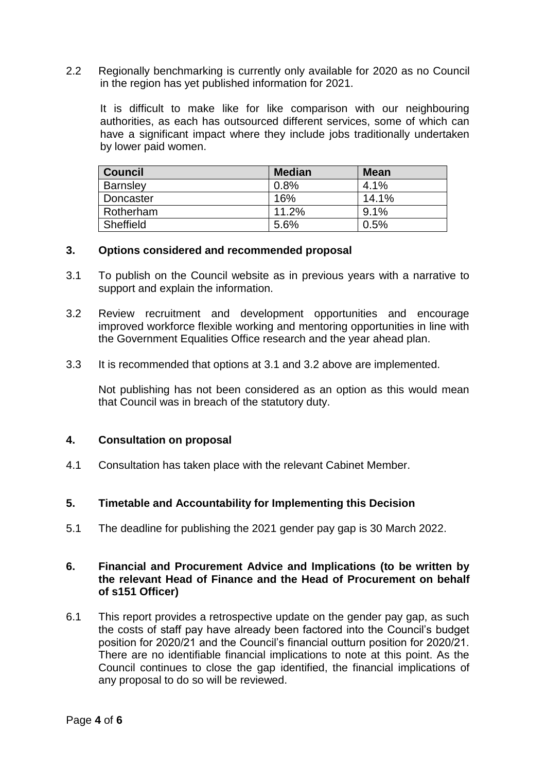2.2 Regionally benchmarking is currently only available for 2020 as no Council in the region has yet published information for 2021.

It is difficult to make like for like comparison with our neighbouring authorities, as each has outsourced different services, some of which can have a significant impact where they include jobs traditionally undertaken by lower paid women.

| Council | Median | Mean |
|---|---|---|
| Barnsley | 0.8% | 4.1% |
| Doncaster | 16% | 14.1% |
| Rotherham | 11.2% | 9.1% |
| Sheffield | 5.6% | 0.5% |

## 3. Options considered and recommended proposal

3.1 To publish on the Council website as in previous years with a narrative to support and explain the information.

3.2 Review recruitment and development opportunities and encourage improved workforce flexible working and mentoring opportunities in line with the Government Equalities Office research and the year ahead plan.

3.3 It is recommended that options at 3.1 and 3.2 above are implemented.

Not publishing has not been considered as an option as this would mean that Council was in breach of the statutory duty.

## 4. Consultation on proposal

4.1 Consultation has taken place with the relevant Cabinet Member.

## 5. Timetable and Accountability for Implementing this Decision

5.1 The deadline for publishing the 2021 gender pay gap is 30 March 2022.

## 6. Financial and Procurement Advice and Implications (to be written by the relevant Head of Finance and the Head of Procurement on behalf of s151 Officer)

6.1 This report provides a retrospective update on the gender pay gap, as such the costs of staff pay have already been factored into the Council's budget position for 2020/21 and the Council's financial outturn position for 2020/21. There are no identifiable financial implications to note at this point. As the Council continues to close the gap identified, the financial implications of any proposal to do so will be reviewed.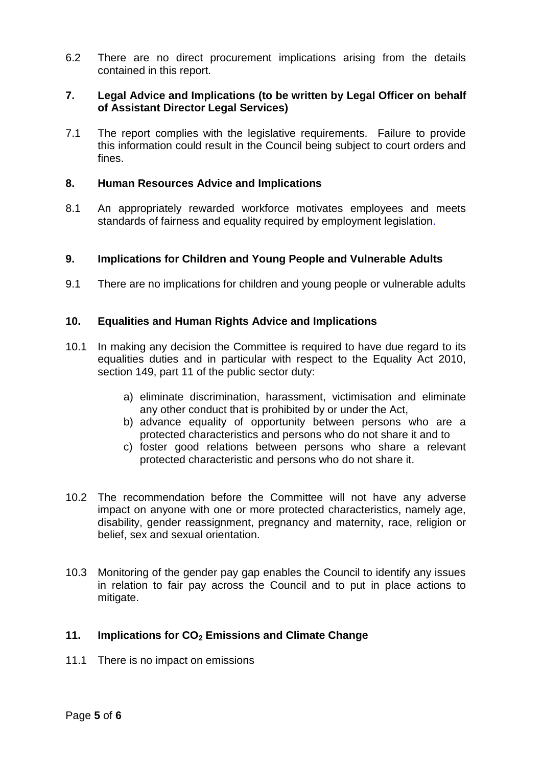6.2 There are no direct procurement implications arising from the details contained in this report.

## 7. Legal Advice and Implications (to be written by Legal Officer on behalf of Assistant Director Legal Services)

7.1 The report complies with the legislative requirements. Failure to provide this information could result in the Council being subject to court orders and fines.

## 8. Human Resources Advice and Implications

8.1 An appropriately rewarded workforce motivates employees and meets standards of fairness and equality required by employment legislation.

## 9. Implications for Children and Young People and Vulnerable Adults

9.1 There are no implications for children and young people or vulnerable adults

## 10. Equalities and Human Rights Advice and Implications

10.1 In making any decision the Committee is required to have due regard to its equalities duties and in particular with respect to the Equality Act 2010, section 149, part 11 of the public sector duty:

a) eliminate discrimination, harassment, victimisation and eliminate any other conduct that is prohibited by or under the Act,
b) advance equality of opportunity between persons who are a protected characteristics and persons who do not share it and to
c) foster good relations between persons who share a relevant protected characteristic and persons who do not share it.

10.2 The recommendation before the Committee will not have any adverse impact on anyone with one or more protected characteristics, namely age, disability, gender reassignment, pregnancy and maternity, race, religion or belief, sex and sexual orientation.

10.3 Monitoring of the gender pay gap enables the Council to identify any issues in relation to fair pay across the Council and to put in place actions to mitigate.

## 11. Implications for $CO_2$ Emissions and Climate Change

11.1 There is no impact on emissions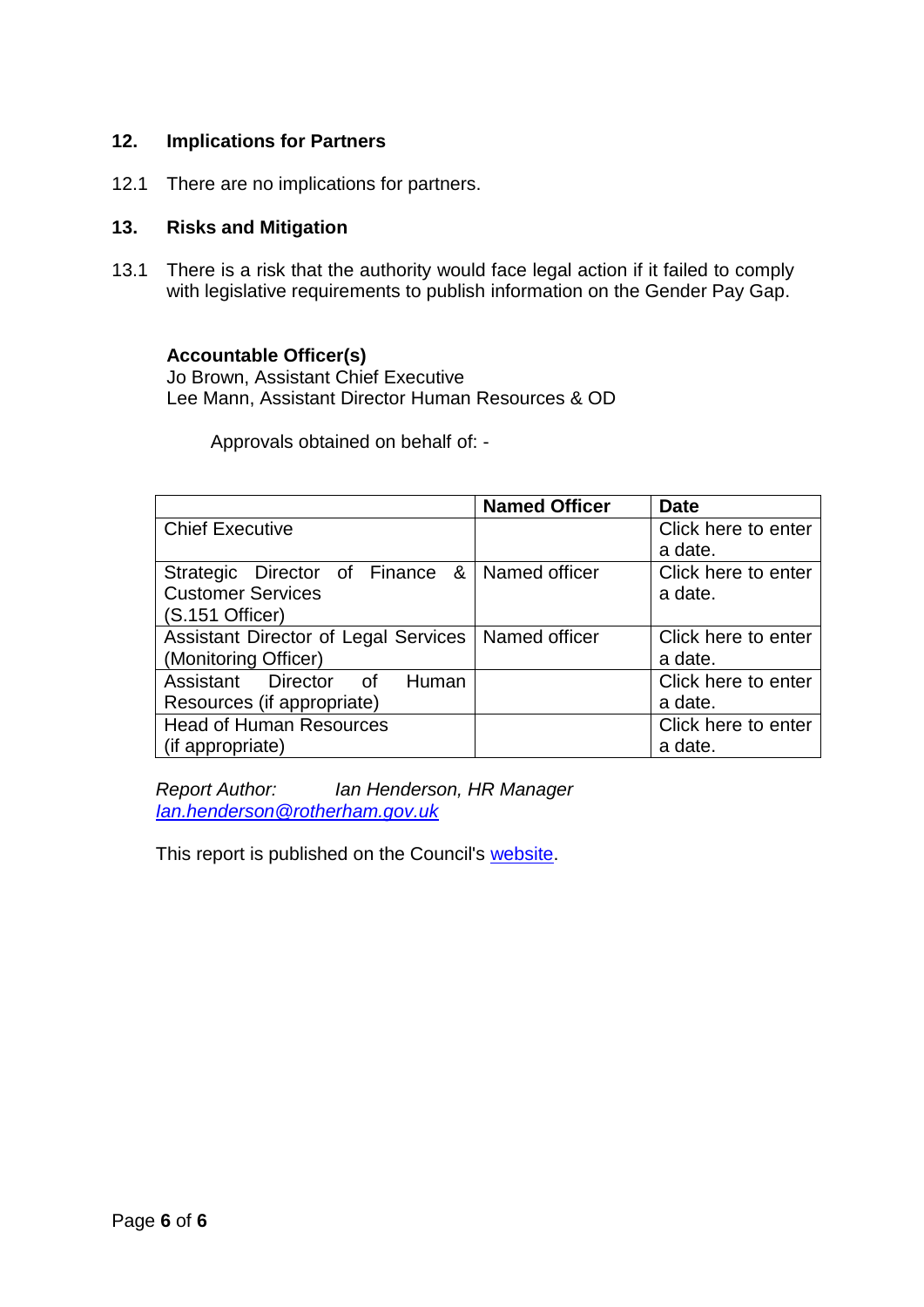## 12. Implications for Partners

12.1 There are no implications for partners.

## 13. Risks and Mitigation

13.1 There is a risk that the authority would face legal action if it failed to comply with legislative requirements to publish information on the Gender Pay Gap.

**Accountable Officer(s)**
Jo Brown, Assistant Chief Executive
Lee Mann, Assistant Director Human Resources & OD

Approvals obtained on behalf of: -

| | Named Officer | Date |
|---|---|---|
| Chief Executive | | Click here to enter a date. |
| Strategic Director of Finance & Customer Services (S.151 Officer) | Named officer | Click here to enter a date. |
| Assistant Director of Legal Services (Monitoring Officer) | Named officer | Click here to enter a date. |
| Assistant Director of Human Resources (if appropriate) | | Click here to enter a date. |
| Head of Human Resources (if appropriate) | | Click here to enter a date. |

*Report Author: Ian Henderson, HR Manager*
*Ian.henderson@rotherham.gov.uk*

This report is published on the Council's website.